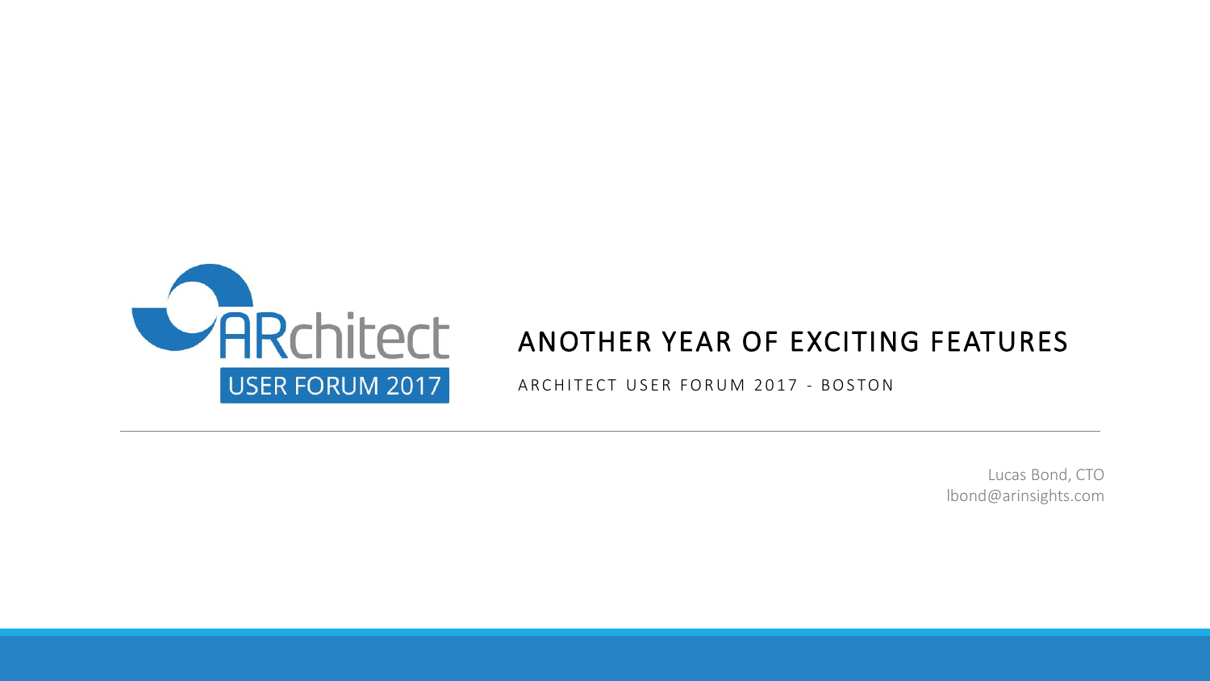ARchitect USER FORUM 2017

# ANOTHER YEAR OF EXCITING FEATURES

ARCHITECT USER FORUM 2017 - BOSTON

Lucas Bond, CTO
lbond@arinsights.com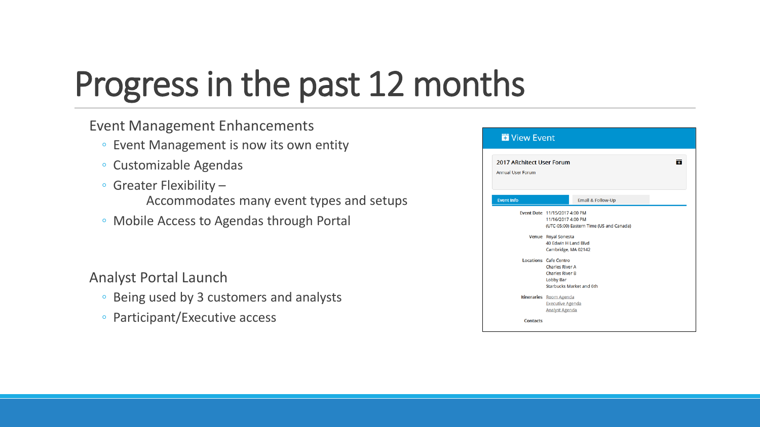# Progress in the past 12 months

Event Management Enhancements

- Event Management is now its own entity
- Customizable Agendas
- Greater Flexibility –
  Accommodates many event types and setups
- Mobile Access to Agendas through Portal

Analyst Portal Launch

- Being used by 3 customers and analysts
- Participant/Executive access

View Event

2017 ARchitect User Forum

Annual User Forum

Event Info | Email & Follow-Up

| | |
|---|---|
| Event Date | 11/15/2017 4:00 PM<br>11/16/2017 4:00 PM<br>(UTC-05:00) Eastern Time (US and Canada) |
| Venue | Royal Sonesta<br>40 Edwin H Land Blvd<br>Cambridge, MA 02142 |
| Locations | Cafe Centro<br>Charles River A<br>Charles River B<br>Lobby Bar<br>Starbucks Market and 6th |
| Itineraries | Room Agenda<br>Executive Agenda<br>Analyst Agenda |
| Contacts | |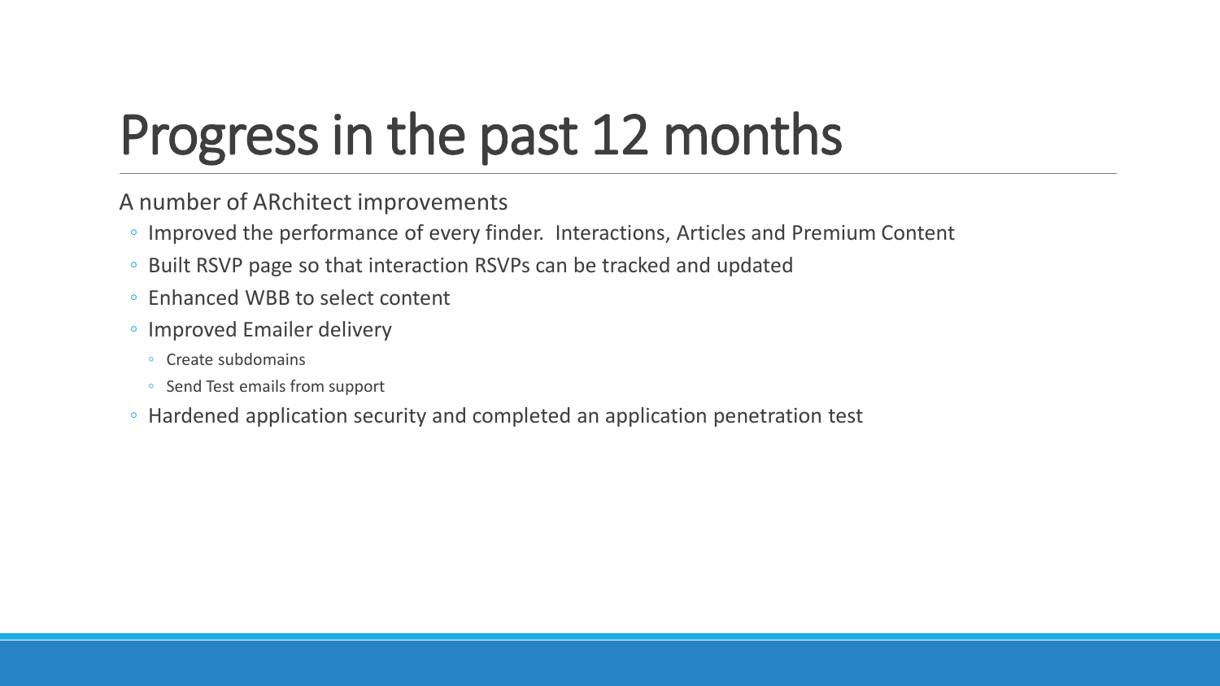# Progress in the past 12 months

A number of ARchitect improvements

- Improved the performance of every finder.  Interactions, Articles and Premium Content
- Built RSVP page so that interaction RSVPs can be tracked and updated
- Enhanced WBB to select content
- Improved Emailer delivery
  - Create subdomains
  - Send Test emails from support
- Hardened application security and completed an application penetration test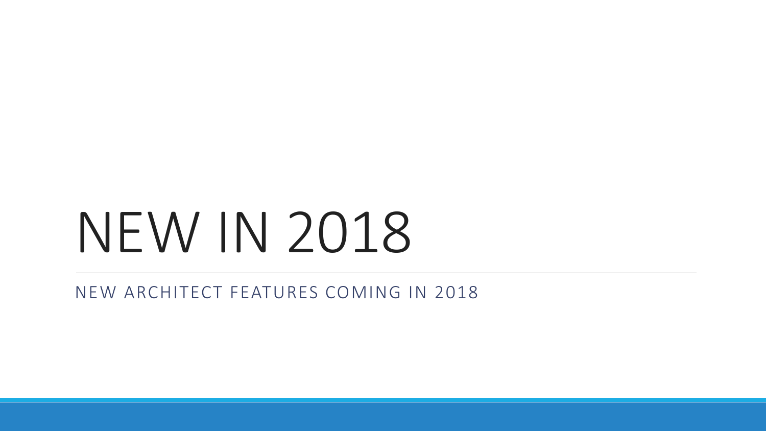# NEW IN 2018

NEW ARCHITECT FEATURES COMING IN 2018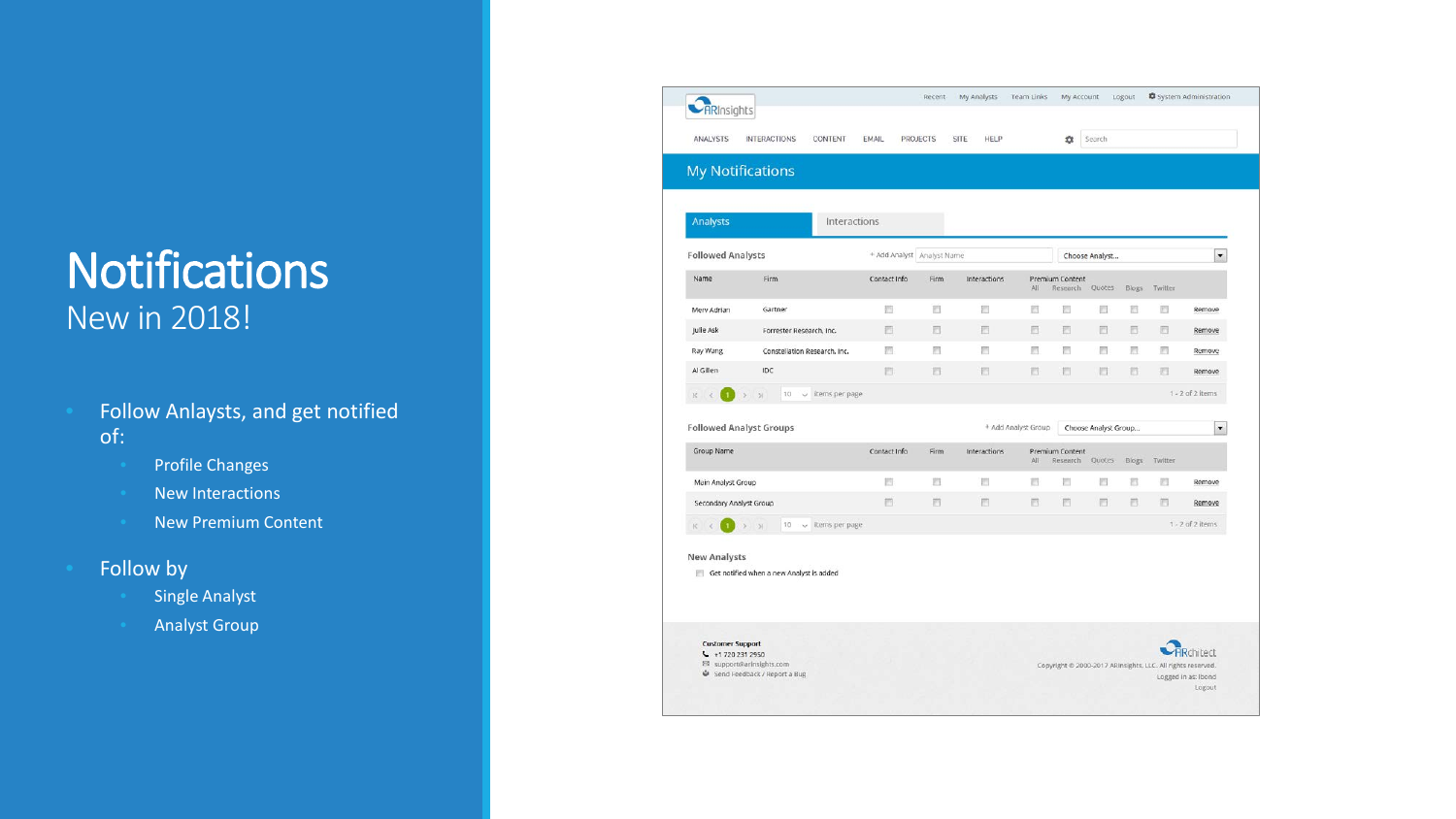# Notifications

New in 2018!

- Follow Anlaysts, and get notified of:
  - Profile Changes
  - New Interactions
  - New Premium Content
- Follow by
  - Single Analyst
  - Analyst Group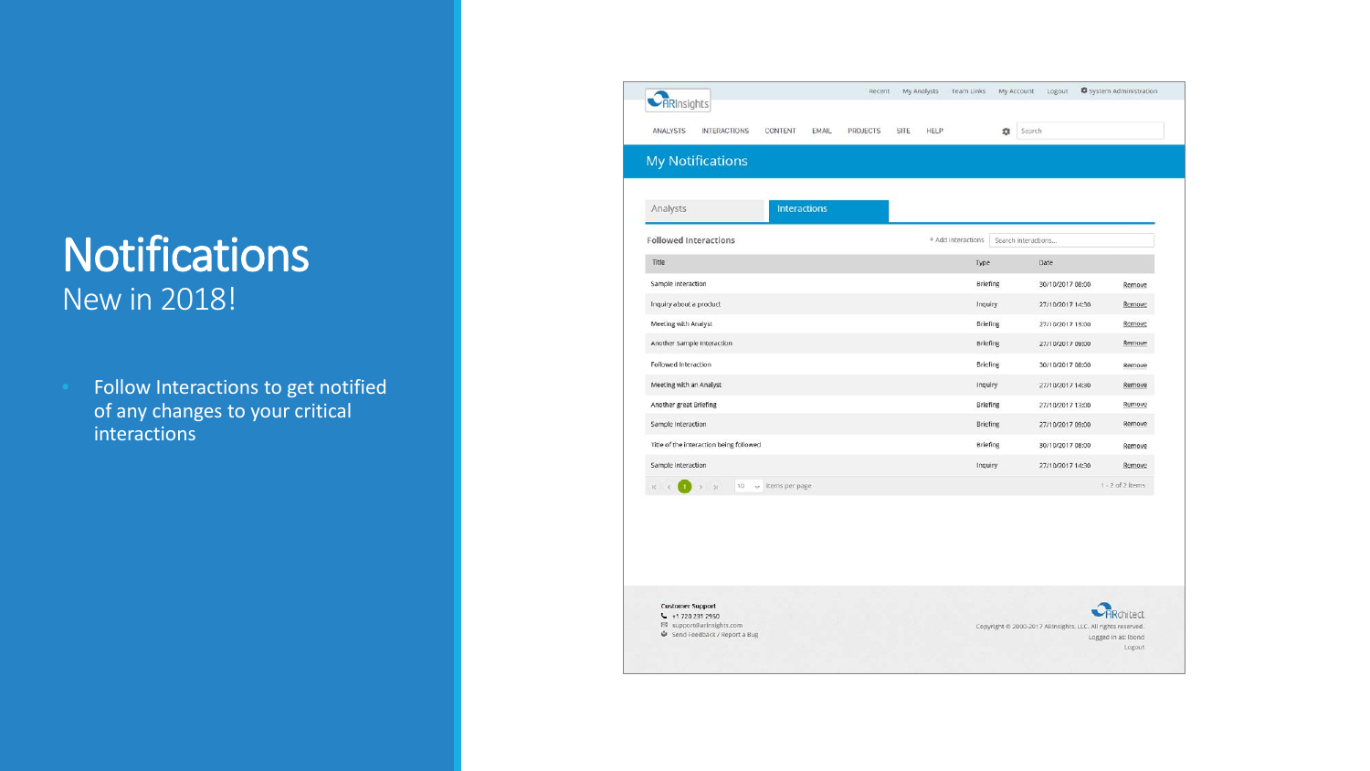# Notifications

New in 2018!

- Follow Interactions to get notified of any changes to your critical interactions

Recent | My Analysts | Team Links | My Account | Logout | System Administration

ANALYSTS | INTERACTIONS | CONTENT | EMAIL | PROJECTS | SITE | HELP

## My Notifications

Analysts | Interactions

### Followed Interactions

+ Add Interactions

| Title | Type | Date | |
|---|---|---|---|
| Sample Interaction | Briefing | 30/10/2017 08:00 | Remove |
| Inquiry about a product | Inquiry | 27/10/2017 14:30 | Remove |
| Meeting with Analyst | Briefing | 27/10/2017 13:00 | Remove |
| Another Sample Interaction | Briefing | 27/10/2017 09:00 | Remove |
| Followed Interaction | Briefing | 30/10/2017 08:00 | Remove |
| Meeting with an Analyst | Inquiry | 27/10/2017 14:30 | Remove |
| Another great Briefing | Briefing | 27/10/2017 13:00 | Remove |
| Sample Interaction | Briefing | 27/10/2017 09:00 | Remove |
| Title of the interaction being followed | Briefing | 30/10/2017 08:00 | Remove |
| Sample Interaction | Inquiry | 27/10/2017 14:30 | Remove |

10 items per page — 1 - 2 of 2 items

**Customer Support**
+1 720 231 2950
support@arinsights.com
Send Feedback / Report a Bug

Copyright © 2000-2017 ARInsights, LLC. All rights reserved.
Logged in as: lboned
Logout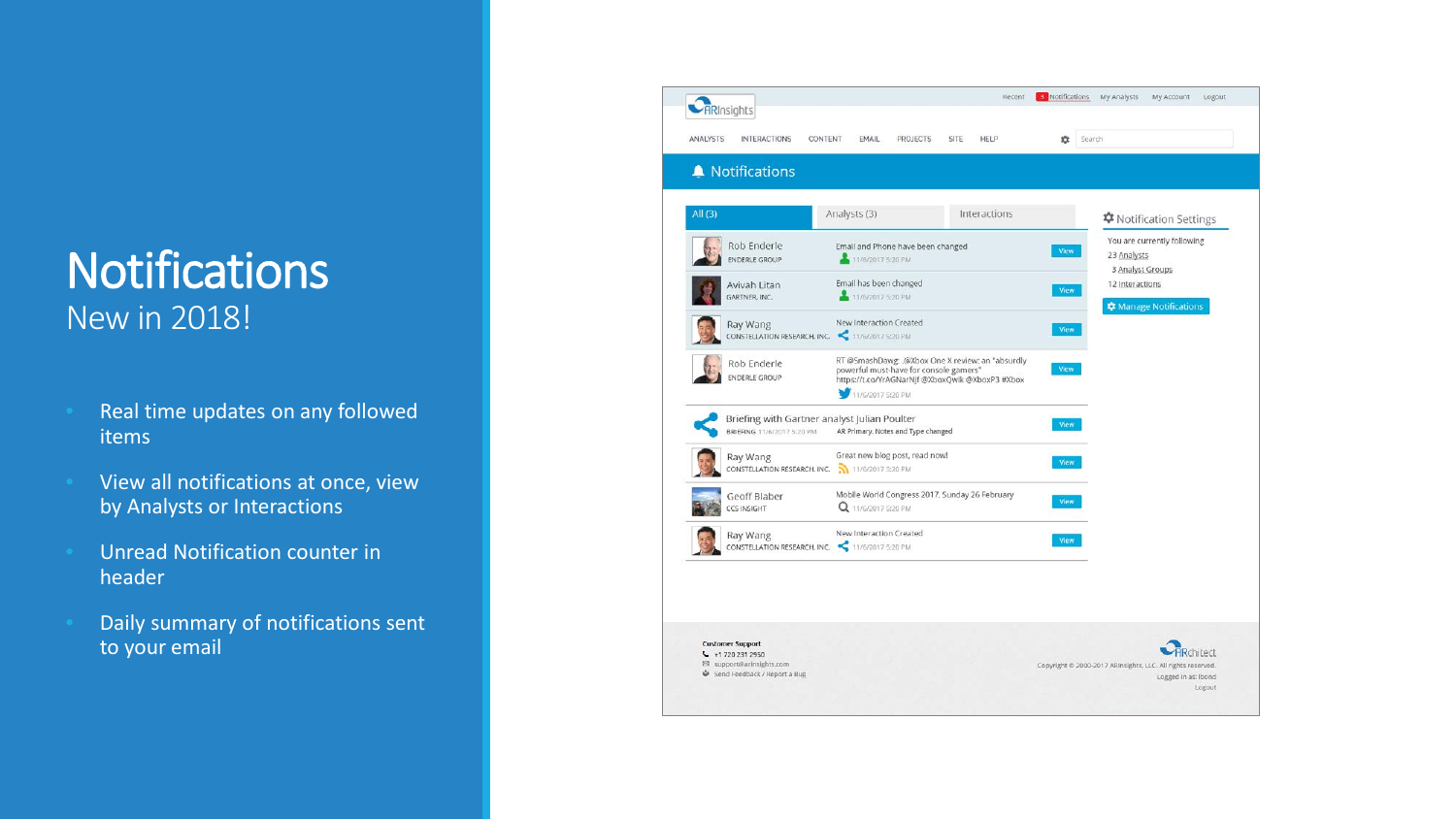# Notifications

New in 2018!

- Real time updates on any followed items
- View all notifications at once, view by Analysts or Interactions
- Unread Notification counter in header
- Daily summary of notifications sent to your email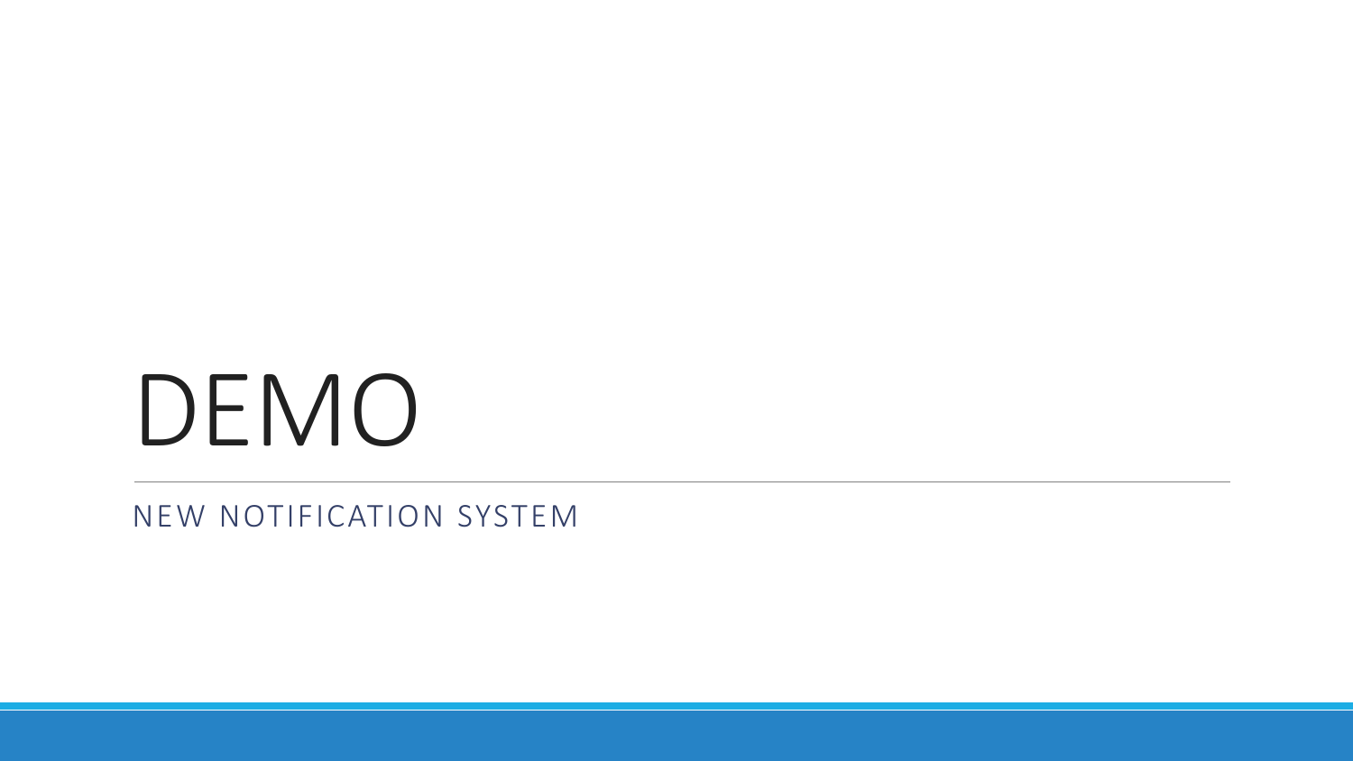# DEMO

NEW NOTIFICATION SYSTEM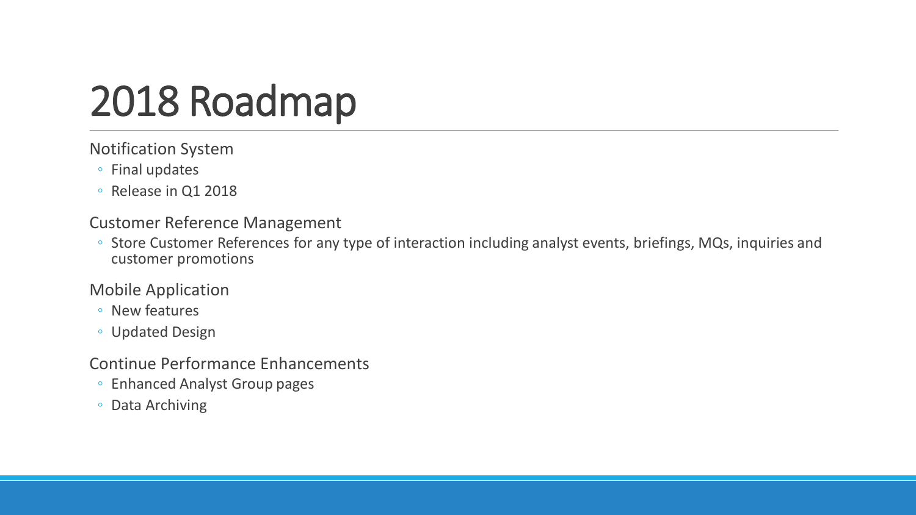# 2018 Roadmap

Notification System

- Final updates
- Release in Q1 2018

Customer Reference Management

- Store Customer References for any type of interaction including analyst events, briefings, MQs, inquiries and customer promotions

Mobile Application

- New features
- Updated Design

Continue Performance Enhancements

- Enhanced Analyst Group pages
- Data Archiving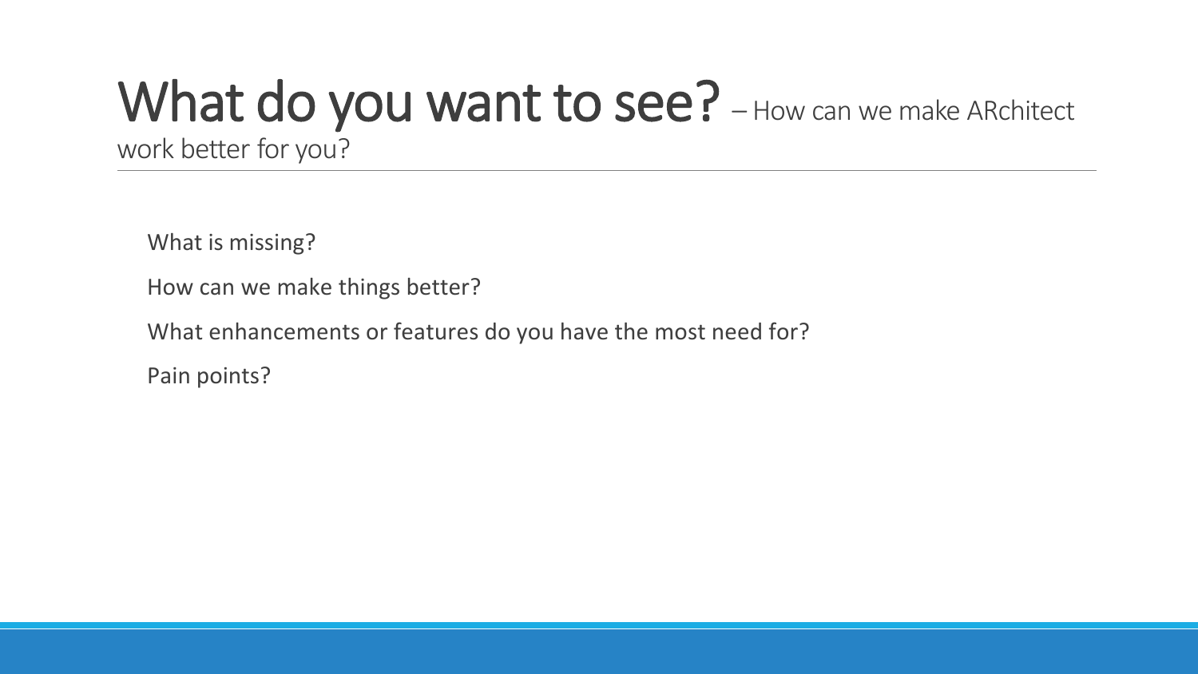# What do you want to see? – How can we make ARchitect work better for you?

What is missing?

How can we make things better?

What enhancements or features do you have the most need for?

Pain points?